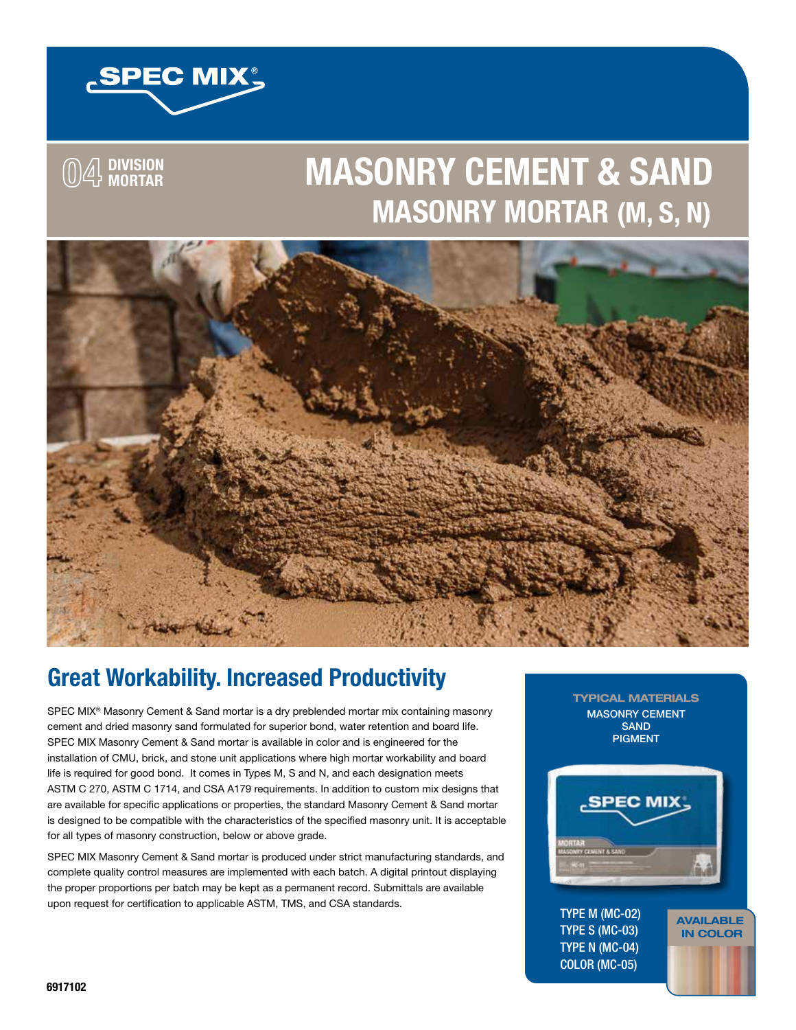SPEC MIX®

04 DIVISION MORTAR

# MASONRY CEMENT & SAND
## MASONRY MORTAR (M, S, N)

## Great Workability. Increased Productivity

SPEC MIX® Masonry Cement & Sand mortar is a dry preblended mortar mix containing masonry cement and dried masonry sand formulated for superior bond, water retention and board life. SPEC MIX Masonry Cement & Sand mortar is available in color and is engineered for the installation of CMU, brick, and stone unit applications where high mortar workability and board life is required for good bond. It comes in Types M, S and N, and each designation meets ASTM C 270, ASTM C 1714, and CSA A179 requirements. In addition to custom mix designs that are available for specific applications or properties, the standard Masonry Cement & Sand mortar is designed to be compatible with the characteristics of the specified masonry unit. It is acceptable for all types of masonry construction, below or above grade.

SPEC MIX Masonry Cement & Sand mortar is produced under strict manufacturing standards, and complete quality control measures are implemented with each batch. A digital printout displaying the proper proportions per batch may be kept as a permanent record. Submittals are available upon request for certification to applicable ASTM, TMS, and CSA standards.

**TYPICAL MATERIALS**

MASONRY CEMENT
SAND
PIGMENT

TYPE M (MC-02)
TYPE S (MC-03)
TYPE N (MC-04)
COLOR (MC-05)

**AVAILABLE IN COLOR**

6917102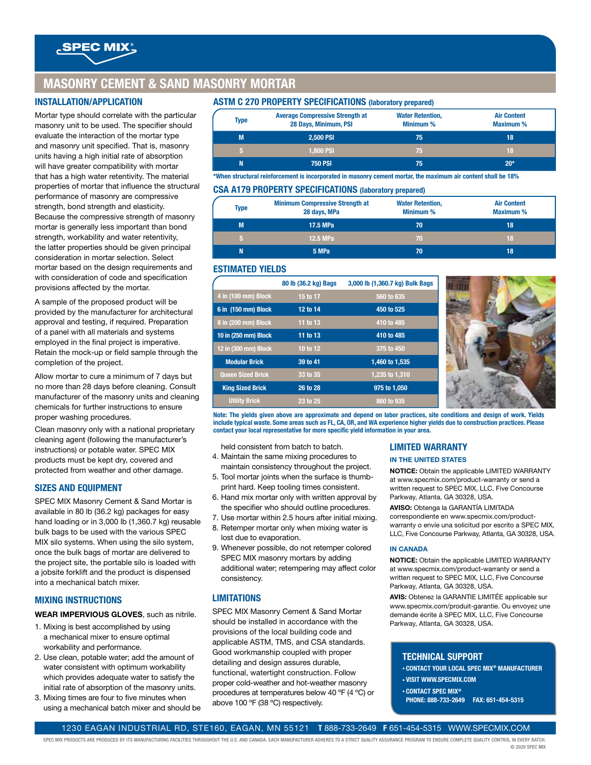# MASONRY CEMENT & SAND MASONRY MORTAR

## INSTALLATION/APPLICATION

Mortar type should correlate with the particular masonry unit to be used. The specifier should evaluate the interaction of the mortar type and masonry unit specified. That is, masonry units having a high initial rate of absorption will have greater compatibility with mortar that has a high water retentivity. The material properties of mortar that influence the structural performance of masonry are compressive strength, bond strength and elasticity. Because the compressive strength of masonry mortar is generally less important than bond strength, workability and water retentivity, the latter properties should be given principal consideration in mortar selection. Select mortar based on the design requirements and with consideration of code and specification provisions affected by the mortar.

A sample of the proposed product will be provided by the manufacturer for architectural approval and testing, if required. Preparation of a panel with all materials and systems employed in the final project is imperative. Retain the mock-up or field sample through the completion of the project.

Allow mortar to cure a minimum of 7 days but no more than 28 days before cleaning. Consult manufacturer of the masonry units and cleaning chemicals for further instructions to ensure proper washing procedures.

Clean masonry only with a national proprietary cleaning agent (following the manufacturer's instructions) or potable water. SPEC MIX products must be kept dry, covered and protected from weather and other damage.

## SIZES AND EQUIPMENT

SPEC MIX Masonry Cement & Sand Mortar is available in 80 lb (36.2 kg) packages for easy hand loading or in 3,000 lb (1,360.7 kg) reusable bulk bags to be used with the various SPEC MIX silo systems. When using the silo system, once the bulk bags of mortar are delivered to the project site, the portable silo is loaded with a jobsite forklift and the product is dispensed into a mechanical batch mixer.

## MIXING INSTRUCTIONS

**WEAR IMPERVIOUS GLOVES**, such as nitrile.

1. Mixing is best accomplished by using a mechanical mixer to ensure optimal workability and performance.
2. Use clean, potable water; add the amount of water consistent with optimum workability which provides adequate water to satisfy the initial rate of absorption of the masonry units.
3. Mixing times are four to five minutes when using a mechanical batch mixer and should be held consistent from batch to batch.
4. Maintain the same mixing procedures to maintain consistency throughout the project.
5. Tool mortar joints when the surface is thumb-print hard. Keep tooling times consistent.
6. Hand mix mortar only with written approval by the specifier who should outline procedures.
7. Use mortar within 2.5 hours after initial mixing.
8. Retemper mortar only when mixing water is lost due to evaporation.
9. Whenever possible, do not retemper colored SPEC MIX masonry mortars by adding additional water; retempering may affect color consistency.

## ASTM C 270 PROPERTY SPECIFICATIONS (laboratory prepared)

| Type | Average Compressive Strength at 28 Days, Minimum, PSI | Water Retention, Minimum % | Air Content Maximum % |
|---|---|---|---|
| M | 2,500 PSI | 75 | 18 |
| S | 1,800 PSI | 75 | 18 |
| N | 750 PSI | 75 | 20* |

*When structural reinforcement is incorporated in masonry cement mortar, the maximum air content shall be 18%

## CSA A179 PROPERTY SPECIFICATIONS (laboratory prepared)

| Type | Minimum Compressive Strength at 28 days, MPa | Water Retention, Minimum % | Air Content Maximum % |
|---|---|---|---|
| M | 17.5 MPa | 70 | 18 |
| S | 12.5 MPa | 70 | 18 |
| N | 5 MPa | 70 | 18 |

## ESTIMATED YIELDS

| | 80 lb (36.2 kg) Bags | 3,000 lb (1,360.7 kg) Bulk Bags |
|---|---|---|
| 4 in (100 mm) Block | 15 to 17 | 560 to 635 |
| 6 in (150 mm) Block | 12 to 14 | 450 to 525 |
| 8 in (200 mm) Block | 11 to 13 | 410 to 485 |
| 10 in (250 mm) Block | 11 to 13 | 410 to 485 |
| 12 in (300 mm) Block | 10 to 12 | 375 to 450 |
| Modular Brick | 39 to 41 | 1,460 to 1,535 |
| Queen Sized Brick | 33 to 35 | 1,235 to 1,310 |
| King Sized Brick | 26 to 28 | 975 to 1,050 |
| Utility Brick | 23 to 25 | 860 to 935 |

Note: The yields given above are approximate and depend on labor practices, site conditions and design of work. Yields include typical waste. Some areas such as FL, CA, OR, and WA experience higher yields due to construction practices. Please contact your local representative for more specific yield information in your area.

## LIMITATIONS

SPEC MIX Masonry Cement & Sand Mortar should be installed in accordance with the provisions of the local building code and applicable ASTM, TMS, and CSA standards. Good workmanship coupled with proper detailing and design assures durable, functional, watertight construction. Follow proper cold-weather and hot-weather masonry procedures at temperatures below 40 ºF (4 ºC) or above 100 ºF (38 ºC) respectively.

## LIMITED WARRANTY

### IN THE UNITED STATES

**NOTICE:** Obtain the applicable LIMITED WARRANTY at www.specmix.com/product-warranty or send a written request to SPEC MIX, LLC, Five Concourse Parkway, Atlanta, GA 30328, USA.

**AVISO:** Obtenga la GARANTÍA LIMITADA correspondiente en www.specmix.com/product-warranty o envíe una solicitud por escrito a SPEC MIX, LLC, Five Concourse Parkway, Atlanta, GA 30328, USA.

### IN CANADA

**NOTICE:** Obtain the applicable LIMITED WARRANTY at www.specmix.com/product-warranty or send a written request to SPEC MIX, LLC, Five Concourse Parkway, Atlanta, GA 30328, USA.

**AVIS:** Obtenez la GARANTIE LIMITÉE applicable sur www.specmix.com/produit-garantie. Ou envoyez une demande écrite à SPEC MIX, LLC, Five Concourse Parkway, Atlanta, GA 30328, USA.

## TECHNICAL SUPPORT

- CONTACT YOUR LOCAL SPEC MIX® MANUFACTURER
- VISIT WWW.SPECMIX.COM
- CONTACT SPEC MIX®
  PHONE: 888-733-2649 FAX: 651-454-5315

1230 EAGAN INDUSTRIAL RD, STE160, EAGAN, MN 55121 **T** 888-733-2649 **F** 651-454-5315 WWW.SPECMIX.COM

SPEC MIX PRODUCTS ARE PRODUCED BY ITS MANUFACTURING FACILITIES THROUGHOUT THE U.S. AND CANADA. EACH MANUFACTURER ADHERES TO A STRICT QUALITY ASSURANCE PROGRAM TO ENSURE COMPLETE QUALITY CONTROL IN EVERY BATCH.

© 2020 SPEC MIX